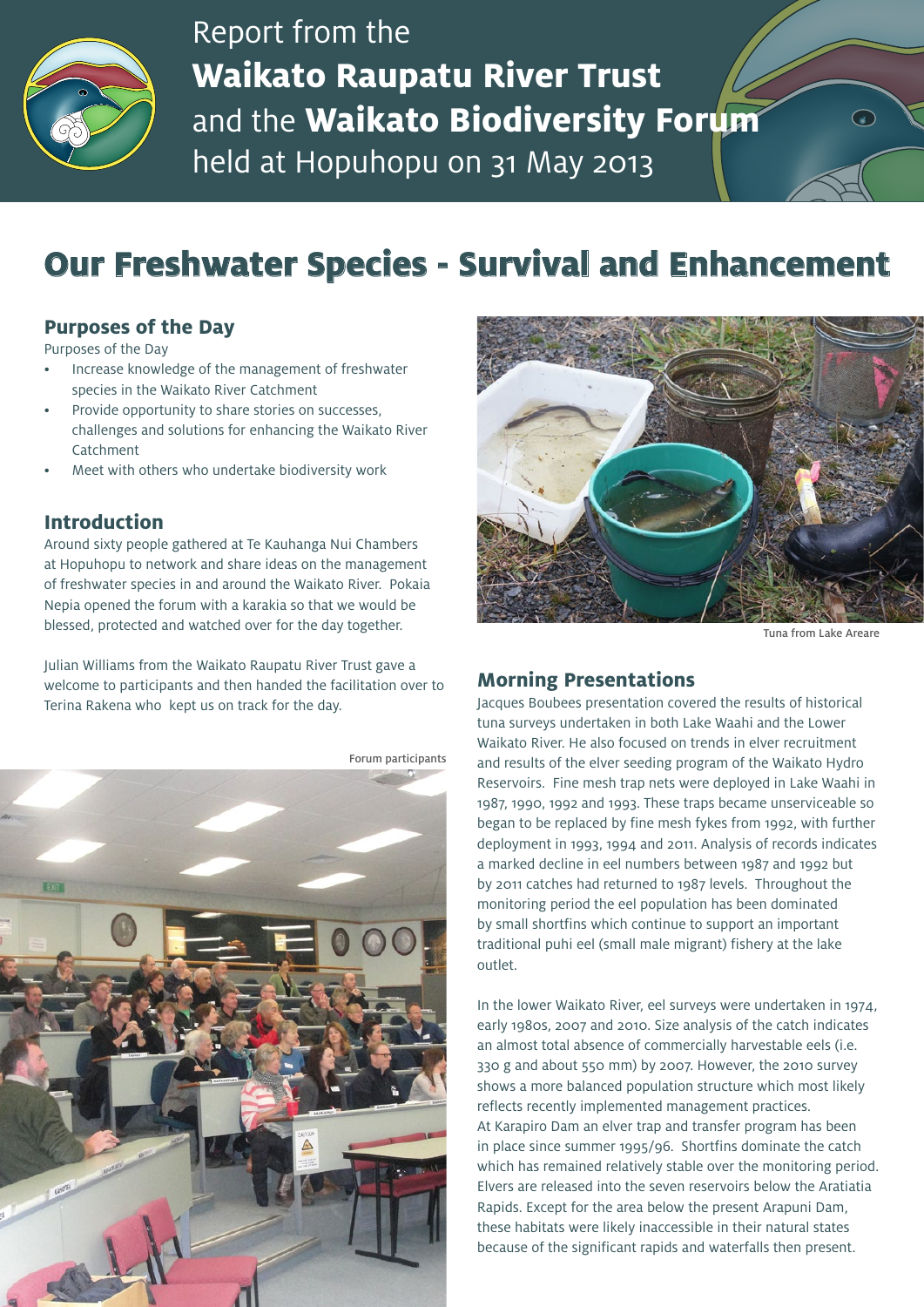Report from the
**Waikato Raupatu River Trust**
and the **Waikato Biodiversity Forum**
held at Hopuhopu on 31 May 2013

# Our Freshwater Species - Survival and Enhancement

## Purposes of the Day

Purposes of the Day

- Increase knowledge of the management of freshwater species in the Waikato River Catchment
- Provide opportunity to share stories on successes, challenges and solutions for enhancing the Waikato River Catchment
- Meet with others who undertake biodiversity work

## Introduction

Around sixty people gathered at Te Kauhanga Nui Chambers at Hopuhopu to network and share ideas on the management of freshwater species in and around the Waikato River. Pokaia Nepia opened the forum with a karakia so that we would be blessed, protected and watched over for the day together.

Julian Williams from the Waikato Raupatu River Trust gave a welcome to participants and then handed the facilitation over to Terina Rakena who kept us on track for the day.

Forum participants

Tuna from Lake Areare

## Morning Presentations

Jacques Boubees presentation covered the results of historical tuna surveys undertaken in both Lake Waahi and the Lower Waikato River. He also focused on trends in elver recruitment and results of the elver seeding program of the Waikato Hydro Reservoirs. Fine mesh trap nets were deployed in Lake Waahi in 1987, 1990, 1992 and 1993. These traps became unserviceable so began to be replaced by fine mesh fykes from 1992, with further deployment in 1993, 1994 and 2011. Analysis of records indicates a marked decline in eel numbers between 1987 and 1992 but by 2011 catches had returned to 1987 levels. Throughout the monitoring period the eel population has been dominated by small shortfins which continue to support an important traditional puhi eel (small male migrant) fishery at the lake outlet.

In the lower Waikato River, eel surveys were undertaken in 1974, early 1980s, 2007 and 2010. Size analysis of the catch indicates an almost total absence of commercially harvestable eels (i.e. 330 g and about 550 mm) by 2007. However, the 2010 survey shows a more balanced population structure which most likely reflects recently implemented management practices.
At Karapiro Dam an elver trap and transfer program has been in place since summer 1995/96. Shortfins dominate the catch which has remained relatively stable over the monitoring period. Elvers are released into the seven reservoirs below the Aratiatia Rapids. Except for the area below the present Arapuni Dam, these habitats were likely inaccessible in their natural states because of the significant rapids and waterfalls then present.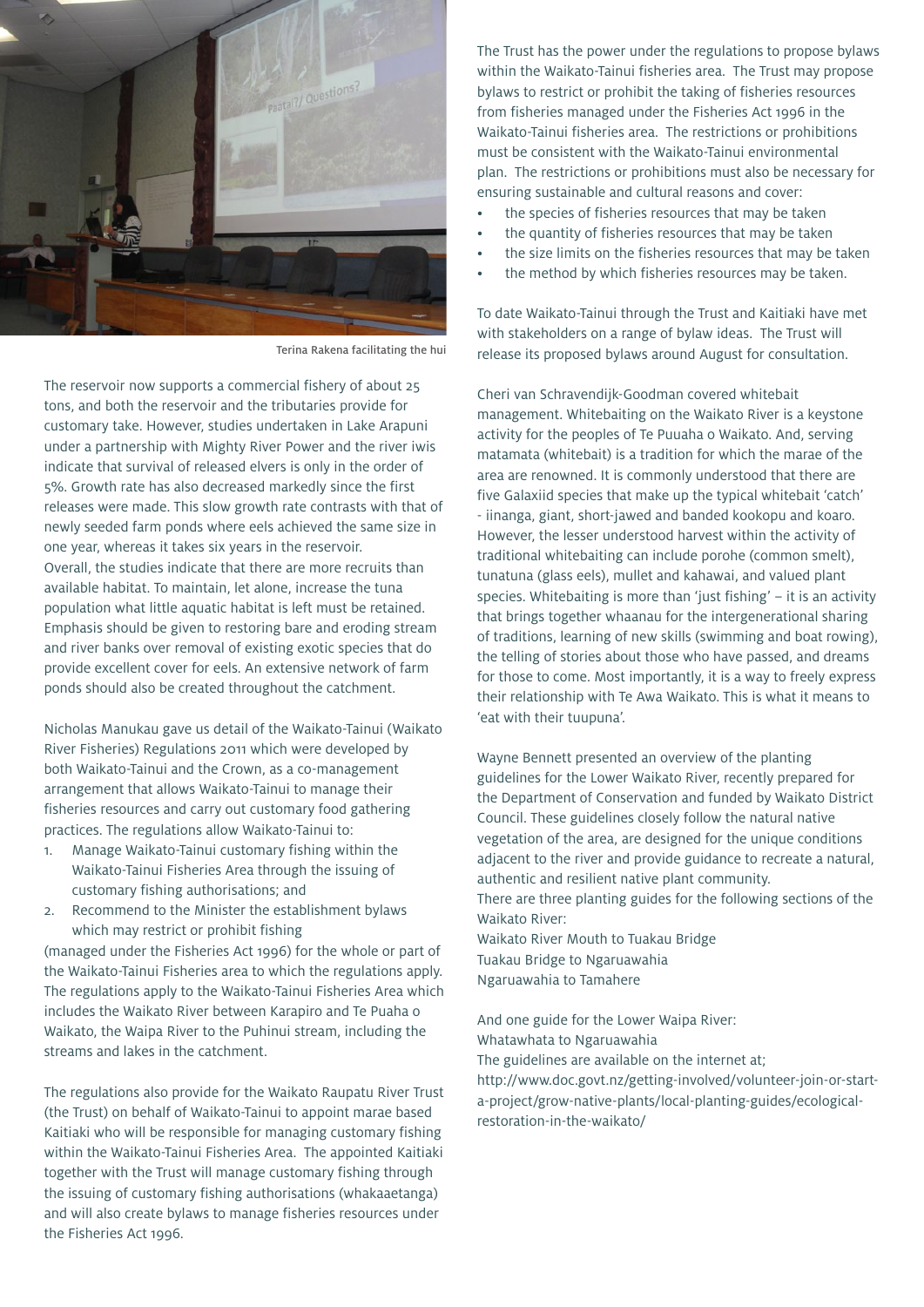Terina Rakena facilitating the hui

The reservoir now supports a commercial fishery of about 25 tons, and both the reservoir and the tributaries provide for customary take. However, studies undertaken in Lake Arapuni under a partnership with Mighty River Power and the river iwis indicate that survival of released elvers is only in the order of 5%. Growth rate has also decreased markedly since the first releases were made. This slow growth rate contrasts with that of newly seeded farm ponds where eels achieved the same size in one year, whereas it takes six years in the reservoir. Overall, the studies indicate that there are more recruits than available habitat. To maintain, let alone, increase the tuna population what little aquatic habitat is left must be retained. Emphasis should be given to restoring bare and eroding stream and river banks over removal of existing exotic species that do provide excellent cover for eels. An extensive network of farm ponds should also be created throughout the catchment.

Nicholas Manukau gave us detail of the Waikato-Tainui (Waikato River Fisheries) Regulations 2011 which were developed by both Waikato-Tainui and the Crown, as a co-management arrangement that allows Waikato-Tainui to manage their fisheries resources and carry out customary food gathering practices. The regulations allow Waikato-Tainui to:

1. Manage Waikato-Tainui customary fishing within the Waikato-Tainui Fisheries Area through the issuing of customary fishing authorisations; and
2. Recommend to the Minister the establishment bylaws which may restrict or prohibit fishing

(managed under the Fisheries Act 1996) for the whole or part of the Waikato-Tainui Fisheries area to which the regulations apply. The regulations apply to the Waikato-Tainui Fisheries Area which includes the Waikato River between Karapiro and Te Puaha o Waikato, the Waipa River to the Puhinui stream, including the streams and lakes in the catchment.

The regulations also provide for the Waikato Raupatu River Trust (the Trust) on behalf of Waikato-Tainui to appoint marae based Kaitiaki who will be responsible for managing customary fishing within the Waikato-Tainui Fisheries Area. The appointed Kaitiaki together with the Trust will manage customary fishing through the issuing of customary fishing authorisations (whakaaetanga) and will also create bylaws to manage fisheries resources under the Fisheries Act 1996.

The Trust has the power under the regulations to propose bylaws within the Waikato-Tainui fisheries area. The Trust may propose bylaws to restrict or prohibit the taking of fisheries resources from fisheries managed under the Fisheries Act 1996 in the Waikato-Tainui fisheries area. The restrictions or prohibitions must be consistent with the Waikato-Tainui environmental plan. The restrictions or prohibitions must also be necessary for ensuring sustainable and cultural reasons and cover:

- the species of fisheries resources that may be taken
- the quantity of fisheries resources that may be taken
- the size limits on the fisheries resources that may be taken
- the method by which fisheries resources may be taken.

To date Waikato-Tainui through the Trust and Kaitiaki have met with stakeholders on a range of bylaw ideas. The Trust will release its proposed bylaws around August for consultation.

Cheri van Schravendijk-Goodman covered whitebait management. Whitebaiting on the Waikato River is a keystone activity for the peoples of Te Puuaha o Waikato. And, serving matamata (whitebait) is a tradition for which the marae of the area are renowned. It is commonly understood that there are five Galaxiid species that make up the typical whitebait 'catch' - iinanga, giant, short-jawed and banded kookopu and koaro. However, the lesser understood harvest within the activity of traditional whitebaiting can include porohe (common smelt), tunatuna (glass eels), mullet and kahawai, and valued plant species. Whitebaiting is more than 'just fishing' – it is an activity that brings together whaanau for the intergenerational sharing of traditions, learning of new skills (swimming and boat rowing), the telling of stories about those who have passed, and dreams for those to come. Most importantly, it is a way to freely express their relationship with Te Awa Waikato. This is what it means to 'eat with their tuupuna'.

Wayne Bennett presented an overview of the planting guidelines for the Lower Waikato River, recently prepared for the Department of Conservation and funded by Waikato District Council. These guidelines closely follow the natural native vegetation of the area, are designed for the unique conditions adjacent to the river and provide guidance to recreate a natural, authentic and resilient native plant community.

There are three planting guides for the following sections of the Waikato River:

Waikato River Mouth to Tuakau Bridge
Tuakau Bridge to Ngaruawahia
Ngaruawahia to Tamahere

And one guide for the Lower Waipa River:
Whatawhata to Ngaruawahia

The guidelines are available on the internet at;
http://www.doc.govt.nz/getting-involved/volunteer-join-or-start-a-project/grow-native-plants/local-planting-guides/ecological-restoration-in-the-waikato/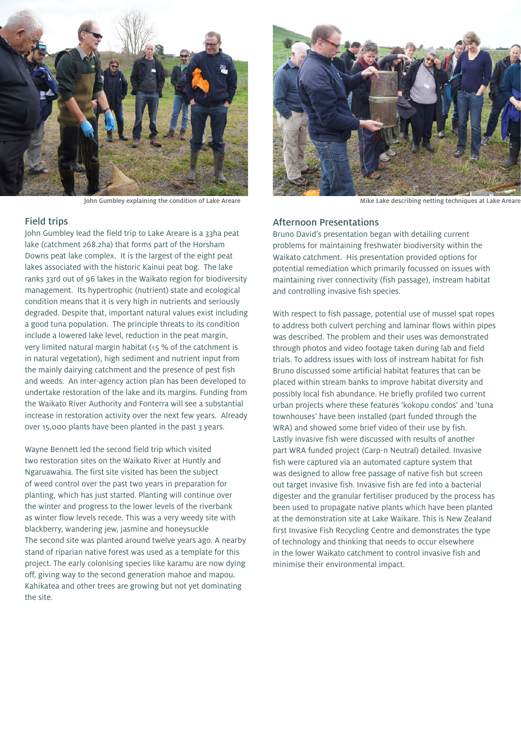John Gumbley explaining the condition of Lake Areare

Mike Lake describing netting techniques at Lake Areare

## Field trips

John Gumbley lead the field trip to Lake Areare is a 33ha peat lake (catchment 268.2ha) that forms part of the Horsham Downs peat lake complex. It is the largest of the eight peat lakes associated with the historic Kainui peat bog. The lake ranks 33rd out of 96 lakes in the Waikato region for biodiversity management. Its hypertrophic (nutrient) state and ecological condition means that it is very high in nutrients and seriously degraded. Despite that, important natural values exist including a good tuna population. The principle threats to its condition include a lowered lake level, reduction in the peat margin, very limited natural margin habitat (<5 % of the catchment is in natural vegetation), high sediment and nutrient input from the mainly dairying catchment and the presence of pest fish and weeds. An inter-agency action plan has been developed to undertake restoration of the lake and its margins. Funding from the Waikato River Authority and Fonterra will see a substantial increase in restoration activity over the next few years. Already over 15,000 plants have been planted in the past 3 years.

Wayne Bennett led the second field trip which visited two restoration sites on the Waikato River at Huntly and Ngaruawahia. The first site visited has been the subject of weed control over the past two years in preparation for planting, which has just started. Planting will continue over the winter and progress to the lower levels of the riverbank as winter flow levels recede. This was a very weedy site with blackberry, wandering jew, jasmine and honeysuckle
The second site was planted around twelve years ago. A nearby stand of riparian native forest was used as a template for this project. The early colonising species like karamu are now dying off, giving way to the second generation mahoe and mapou. Kahikatea and other trees are growing but not yet dominating the site.

## Afternoon Presentations

Bruno David's presentation began with detailing current problems for maintaining freshwater biodiversity within the Waikato catchment. His presentation provided options for potential remediation which primarily focussed on issues with maintaining river connectivity (fish passage), instream habitat and controlling invasive fish species.

With respect to fish passage, potential use of mussel spat ropes to address both culvert perching and laminar flows within pipes was described. The problem and their uses was demonstrated through photos and video footage taken during lab and field trials. To address issues with loss of instream habitat for fish Bruno discussed some artificial habitat features that can be placed within stream banks to improve habitat diversity and possibly local fish abundance. He briefly profiled two current urban projects where these features 'kokopu condos' and 'tuna townhouses' have been installed (part funded through the WRA) and showed some brief video of their use by fish.
Lastly invasive fish were discussed with results of another part WRA funded project (Carp-n Neutral) detailed. Invasive fish were captured via an automated capture system that was designed to allow free passage of native fish but screen out target invasive fish. Invasive fish are fed into a bacterial digester and the granular fertiliser produced by the process has been used to propagate native plants which have been planted at the demonstration site at Lake Waikare. This is New Zealand first Invasive Fish Recycling Centre and demonstrates the type of technology and thinking that needs to occur elsewhere in the lower Waikato catchment to control invasive fish and minimise their environmental impact.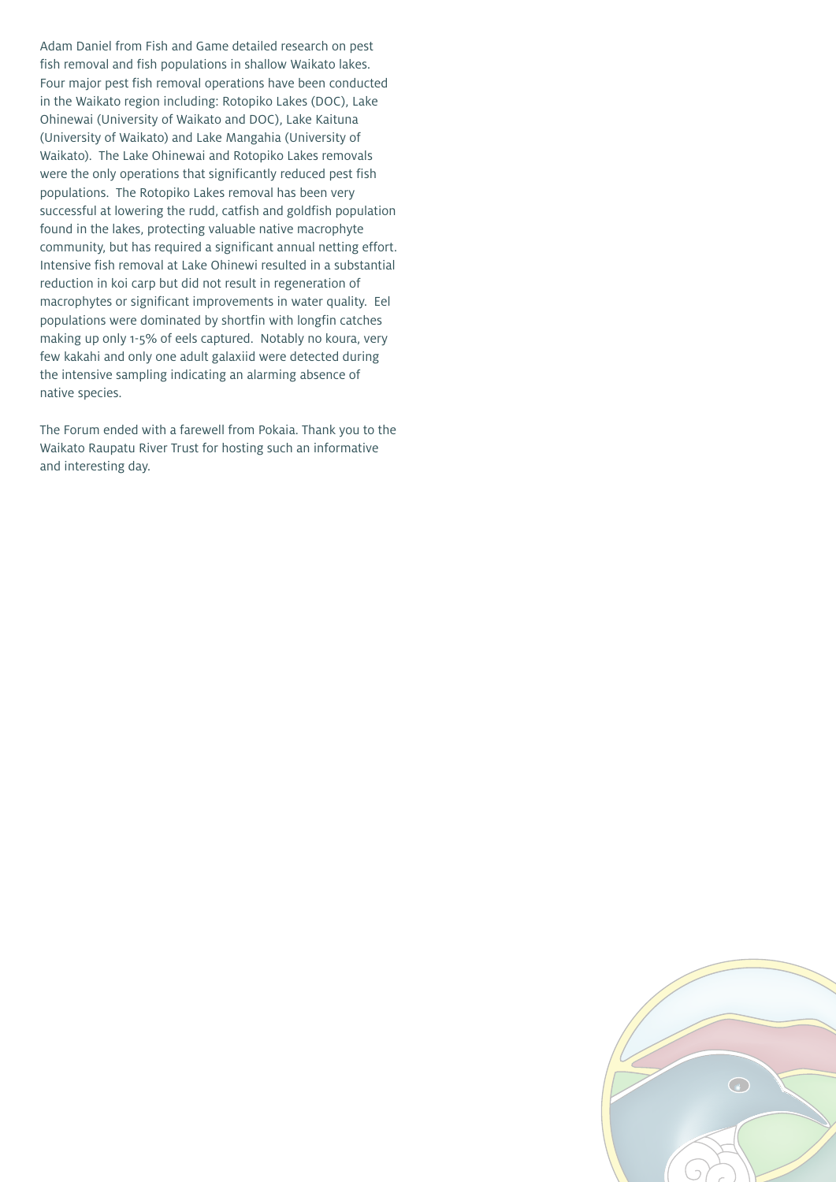Adam Daniel from Fish and Game detailed research on pest fish removal and fish populations in shallow Waikato lakes. Four major pest fish removal operations have been conducted in the Waikato region including: Rotopiko Lakes (DOC), Lake Ohinewai (University of Waikato and DOC), Lake Kaituna (University of Waikato) and Lake Mangahia (University of Waikato). The Lake Ohinewai and Rotopiko Lakes removals were the only operations that significantly reduced pest fish populations. The Rotopiko Lakes removal has been very successful at lowering the rudd, catfish and goldfish population found in the lakes, protecting valuable native macrophyte community, but has required a significant annual netting effort. Intensive fish removal at Lake Ohinewi resulted in a substantial reduction in koi carp but did not result in regeneration of macrophytes or significant improvements in water quality. Eel populations were dominated by shortfin with longfin catches making up only 1-5% of eels captured. Notably no koura, very few kakahi and only one adult galaxiid were detected during the intensive sampling indicating an alarming absence of native species.

The Forum ended with a farewell from Pokaia. Thank you to the Waikato Raupatu River Trust for hosting such an informative and interesting day.